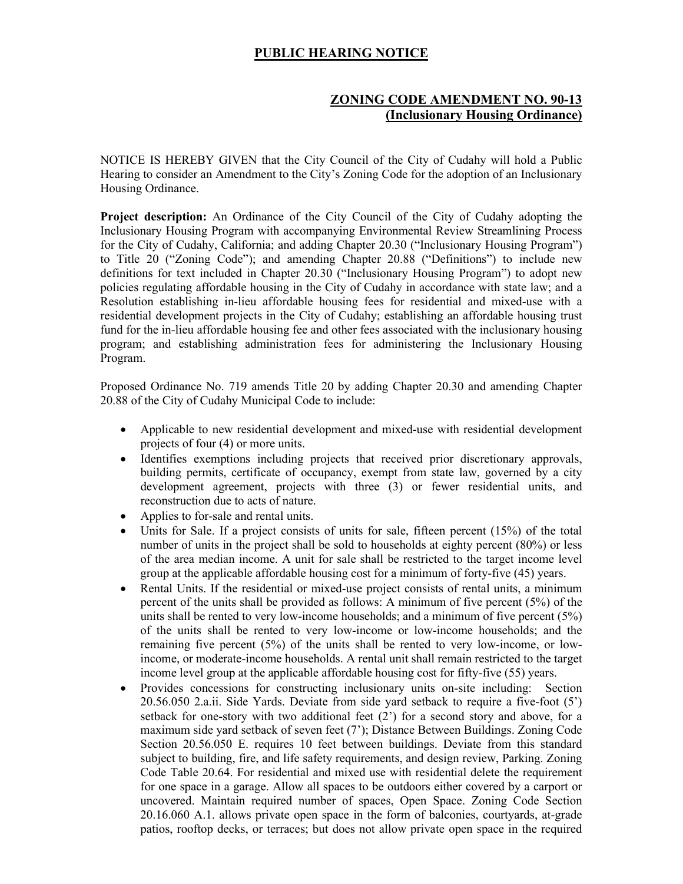# PUBLIC HEARING NOTICE

## ZONING CODE AMENDMENT NO. 90-13
## (Inclusionary Housing Ordinance)

NOTICE IS HEREBY GIVEN that the City Council of the City of Cudahy will hold a Public Hearing to consider an Amendment to the City's Zoning Code for the adoption of an Inclusionary Housing Ordinance.

**Project description:** An Ordinance of the City Council of the City of Cudahy adopting the Inclusionary Housing Program with accompanying Environmental Review Streamlining Process for the City of Cudahy, California; and adding Chapter 20.30 ("Inclusionary Housing Program") to Title 20 ("Zoning Code"); and amending Chapter 20.88 ("Definitions") to include new definitions for text included in Chapter 20.30 ("Inclusionary Housing Program") to adopt new policies regulating affordable housing in the City of Cudahy in accordance with state law; and a Resolution establishing in-lieu affordable housing fees for residential and mixed-use with a residential development projects in the City of Cudahy; establishing an affordable housing trust fund for the in-lieu affordable housing fee and other fees associated with the inclusionary housing program; and establishing administration fees for administering the Inclusionary Housing Program.

Proposed Ordinance No. 719 amends Title 20 by adding Chapter 20.30 and amending Chapter 20.88 of the City of Cudahy Municipal Code to include:

- Applicable to new residential development and mixed-use with residential development projects of four (4) or more units.
- Identifies exemptions including projects that received prior discretionary approvals, building permits, certificate of occupancy, exempt from state law, governed by a city development agreement, projects with three (3) or fewer residential units, and reconstruction due to acts of nature.
- Applies to for-sale and rental units.
- Units for Sale. If a project consists of units for sale, fifteen percent (15%) of the total number of units in the project shall be sold to households at eighty percent (80%) or less of the area median income. A unit for sale shall be restricted to the target income level group at the applicable affordable housing cost for a minimum of forty-five (45) years.
- Rental Units. If the residential or mixed-use project consists of rental units, a minimum percent of the units shall be provided as follows: A minimum of five percent (5%) of the units shall be rented to very low-income households; and a minimum of five percent (5%) of the units shall be rented to very low-income or low-income households; and the remaining five percent (5%) of the units shall be rented to very low-income, or low-income, or moderate-income households. A rental unit shall remain restricted to the target income level group at the applicable affordable housing cost for fifty-five (55) years.
- Provides concessions for constructing inclusionary units on-site including: Section 20.56.050 2.a.ii. Side Yards. Deviate from side yard setback to require a five-foot (5') setback for one-story with two additional feet (2') for a second story and above, for a maximum side yard setback of seven feet (7'); Distance Between Buildings. Zoning Code Section 20.56.050 E. requires 10 feet between buildings. Deviate from this standard subject to building, fire, and life safety requirements, and design review, Parking. Zoning Code Table 20.64. For residential and mixed use with residential delete the requirement for one space in a garage. Allow all spaces to be outdoors either covered by a carport or uncovered. Maintain required number of spaces, Open Space. Zoning Code Section 20.16.060 A.1. allows private open space in the form of balconies, courtyards, at-grade patios, rooftop decks, or terraces; but does not allow private open space in the required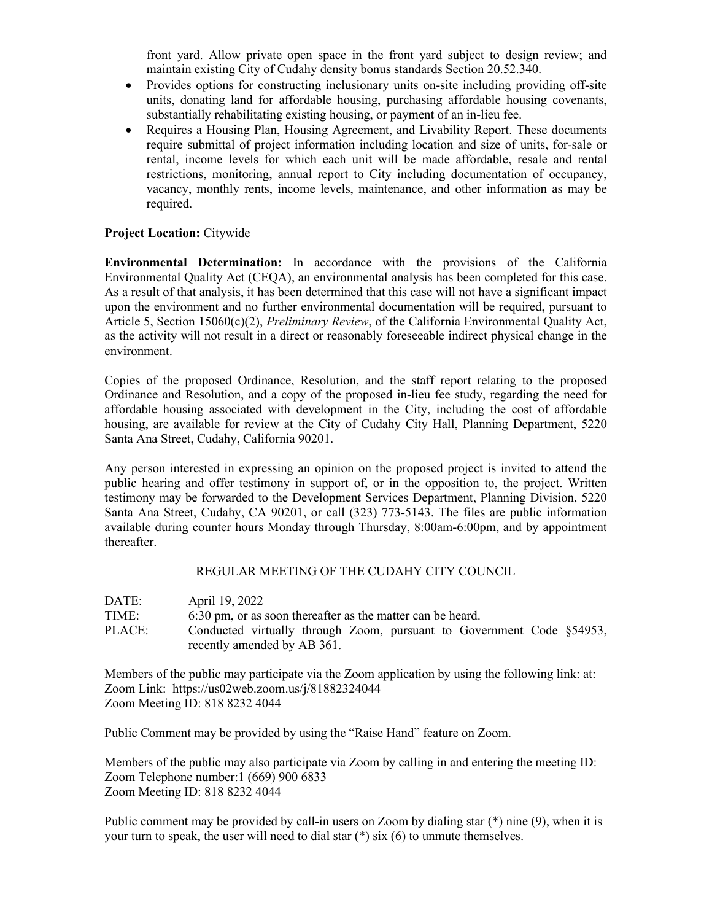front yard. Allow private open space in the front yard subject to design review; and maintain existing City of Cudahy density bonus standards Section 20.52.340.

- Provides options for constructing inclusionary units on-site including providing off-site units, donating land for affordable housing, purchasing affordable housing covenants, substantially rehabilitating existing housing, or payment of an in-lieu fee.
- Requires a Housing Plan, Housing Agreement, and Livability Report. These documents require submittal of project information including location and size of units, for-sale or rental, income levels for which each unit will be made affordable, resale and rental restrictions, monitoring, annual report to City including documentation of occupancy, vacancy, monthly rents, income levels, maintenance, and other information as may be required.

**Project Location:** Citywide

**Environmental Determination:** In accordance with the provisions of the California Environmental Quality Act (CEQA), an environmental analysis has been completed for this case. As a result of that analysis, it has been determined that this case will not have a significant impact upon the environment and no further environmental documentation will be required, pursuant to Article 5, Section 15060(c)(2), *Preliminary Review*, of the California Environmental Quality Act, as the activity will not result in a direct or reasonably foreseeable indirect physical change in the environment.

Copies of the proposed Ordinance, Resolution, and the staff report relating to the proposed Ordinance and Resolution, and a copy of the proposed in-lieu fee study, regarding the need for affordable housing associated with development in the City, including the cost of affordable housing, are available for review at the City of Cudahy City Hall, Planning Department, 5220 Santa Ana Street, Cudahy, California 90201.

Any person interested in expressing an opinion on the proposed project is invited to attend the public hearing and offer testimony in support of, or in the opposition to, the project. Written testimony may be forwarded to the Development Services Department, Planning Division, 5220 Santa Ana Street, Cudahy, CA 90201, or call (323) 773-5143. The files are public information available during counter hours Monday through Thursday, 8:00am-6:00pm, and by appointment thereafter.

REGULAR MEETING OF THE CUDAHY CITY COUNCIL

DATE: April 19, 2022
TIME: 6:30 pm, or as soon thereafter as the matter can be heard.
PLACE: Conducted virtually through Zoom, pursuant to Government Code §54953, recently amended by AB 361.

Members of the public may participate via the Zoom application by using the following link: at:
Zoom Link: https://us02web.zoom.us/j/81882324044
Zoom Meeting ID: 818 8232 4044

Public Comment may be provided by using the "Raise Hand" feature on Zoom.

Members of the public may also participate via Zoom by calling in and entering the meeting ID:
Zoom Telephone number:1 (669) 900 6833
Zoom Meeting ID: 818 8232 4044

Public comment may be provided by call-in users on Zoom by dialing star (*) nine (9), when it is your turn to speak, the user will need to dial star (*) six (6) to unmute themselves.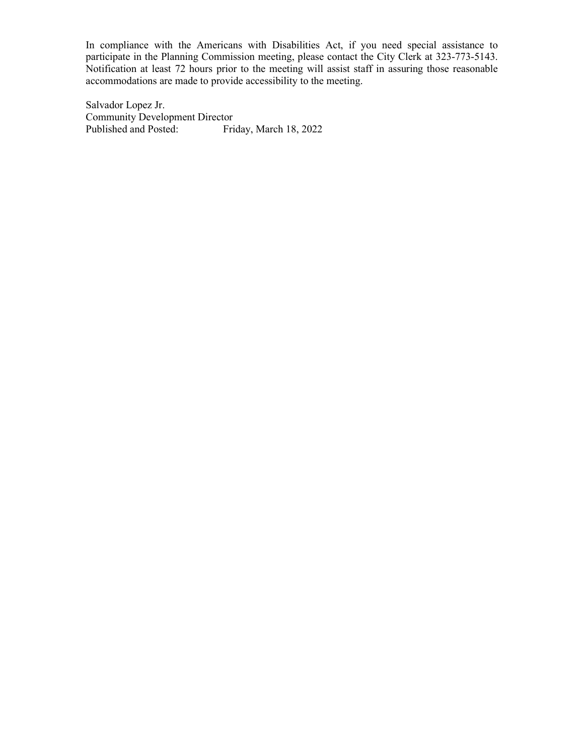In compliance with the Americans with Disabilities Act, if you need special assistance to participate in the Planning Commission meeting, please contact the City Clerk at 323-773-5143. Notification at least 72 hours prior to the meeting will assist staff in assuring those reasonable accommodations are made to provide accessibility to the meeting.

Salvador Lopez Jr.
Community Development Director
Published and Posted: Friday, March 18, 2022